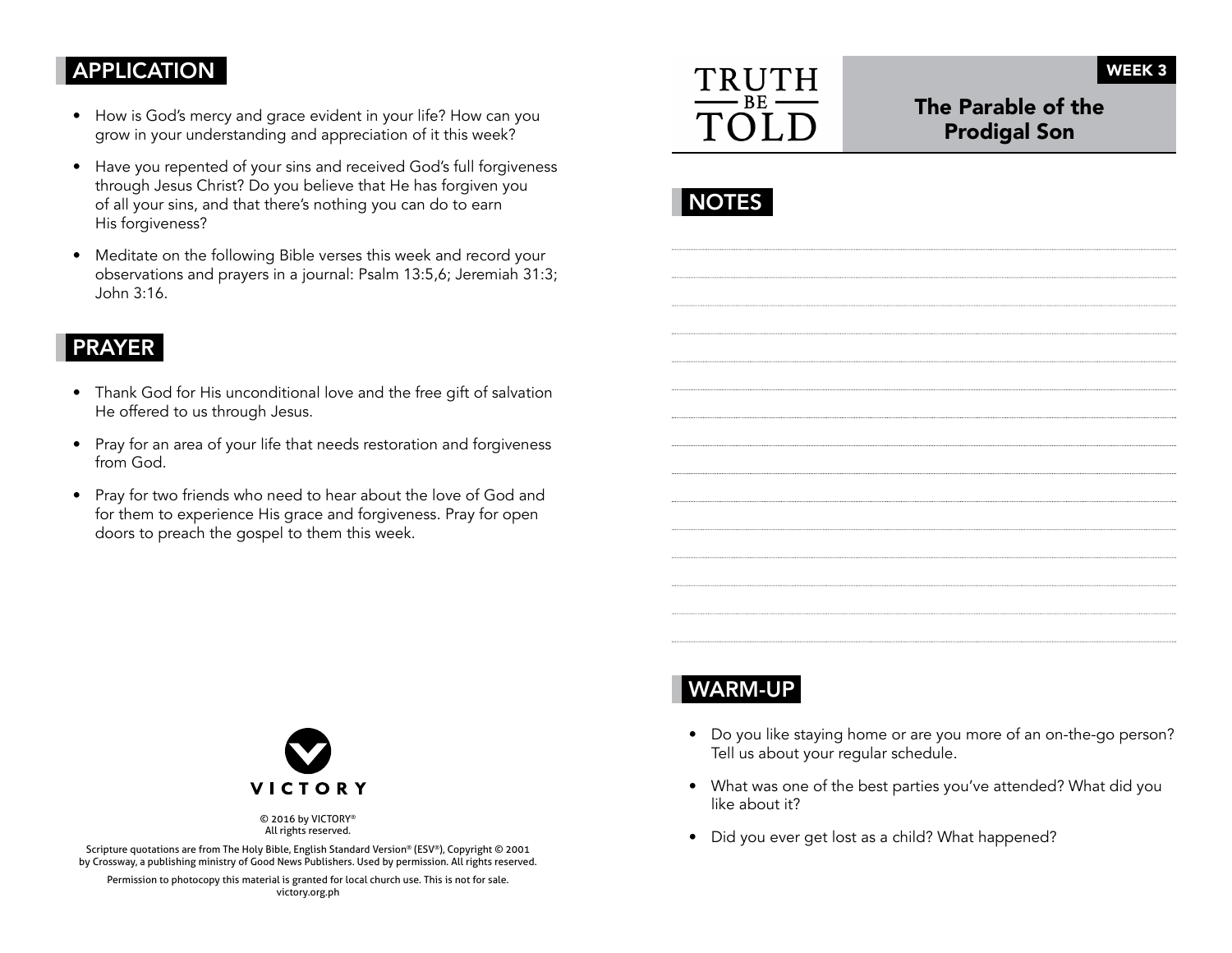## APPLICATION

- How is God's mercy and grace evident in your life? How can you grow in your understanding and appreciation of it this week?
- Have you repented of your sins and received God's full forgiveness through Jesus Christ? Do you believe that He has forgiven you of all your sins, and that there's nothing you can do to earn His forgiveness?
- Meditate on the following Bible verses this week and record your observations and prayers in a journal: Psalm 13:5,6; Jeremiah 31:3; John 3:16.

## PRAYER

- Thank God for His unconditional love and the free gift of salvation He offered to us through Jesus.
- Pray for an area of your life that needs restoration and forgiveness from God.
- Pray for two friends who need to hear about the love of God and for them to experience His grace and forgiveness. Pray for open doors to preach the gospel to them this week.

VICTORY

© 2016 by VICTORY®
All rights reserved.

Scripture quotations are from The Holy Bible, English Standard Version® (ESV®), Copyright © 2001 by Crossway, a publishing ministry of Good News Publishers. Used by permission. All rights reserved.

Permission to photocopy this material is granted for local church use. This is not for sale.
victory.org.ph

# TRUTH BE TOLD

WEEK 3

## The Parable of the Prodigal Son

## NOTES

## WARM-UP

- Do you like staying home or are you more of an on-the-go person? Tell us about your regular schedule.
- What was one of the best parties you've attended? What did you like about it?
- Did you ever get lost as a child? What happened?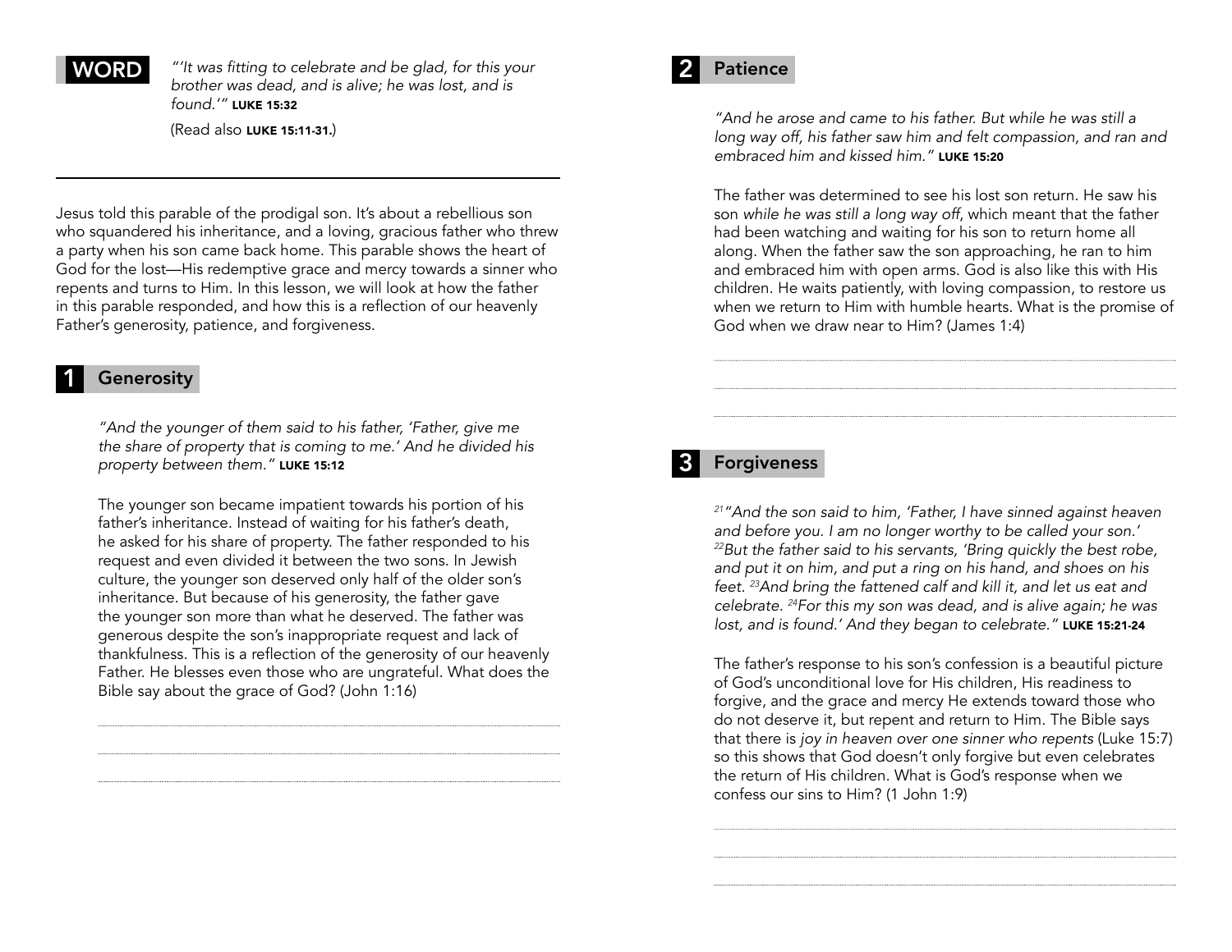**WORD**

*"'It was fitting to celebrate and be glad, for this your brother was dead, and is alive; he was lost, and is found.'"* **LUKE 15:32**

(Read also **LUKE 15:11-31.**)

---

Jesus told this parable of the prodigal son. It's about a rebellious son who squandered his inheritance, and a loving, gracious father who threw a party when his son came back home. This parable shows the heart of God for the lost—His redemptive grace and mercy towards a sinner who repents and turns to Him. In this lesson, we will look at how the father in this parable responded, and how this is a reflection of our heavenly Father's generosity, patience, and forgiveness.

## 1 Generosity

*"And the younger of them said to his father, 'Father, give me the share of property that is coming to me.' And he divided his property between them."* **LUKE 15:12**

The younger son became impatient towards his portion of his father's inheritance. Instead of waiting for his father's death, he asked for his share of property. The father responded to his request and even divided it between the two sons. In Jewish culture, the younger son deserved only half of the older son's inheritance. But because of his generosity, the father gave the younger son more than what he deserved. The father was generous despite the son's inappropriate request and lack of thankfulness. This is a reflection of the generosity of our heavenly Father. He blesses even those who are ungrateful. What does the Bible say about the grace of God? (John 1:16)

## 2 Patience

*"And he arose and came to his father. But while he was still a long way off, his father saw him and felt compassion, and ran and embraced him and kissed him."* **LUKE 15:20**

The father was determined to see his lost son return. He saw his son *while he was still a long way off*, which meant that the father had been watching and waiting for his son to return home all along. When the father saw the son approaching, he ran to him and embraced him with open arms. God is also like this with His children. He waits patiently, with loving compassion, to restore us when we return to Him with humble hearts. What is the promise of God when we draw near to Him? (James 1:4)

## 3 Forgiveness

*[21] "And the son said to him, 'Father, I have sinned against heaven and before you. I am no longer worthy to be called your son.' [22] But the father said to his servants, 'Bring quickly the best robe, and put it on him, and put a ring on his hand, and shoes on his feet. [23] And bring the fattened calf and kill it, and let us eat and celebrate. [24] For this my son was dead, and is alive again; he was lost, and is found.' And they began to celebrate."* **LUKE 15:21-24**

The father's response to his son's confession is a beautiful picture of God's unconditional love for His children, His readiness to forgive, and the grace and mercy He extends toward those who do not deserve it, but repent and return to Him. The Bible says that there is *joy in heaven over one sinner who repents* (Luke 15:7) so this shows that God doesn't only forgive but even celebrates the return of His children. What is God's response when we confess our sins to Him? (1 John 1:9)